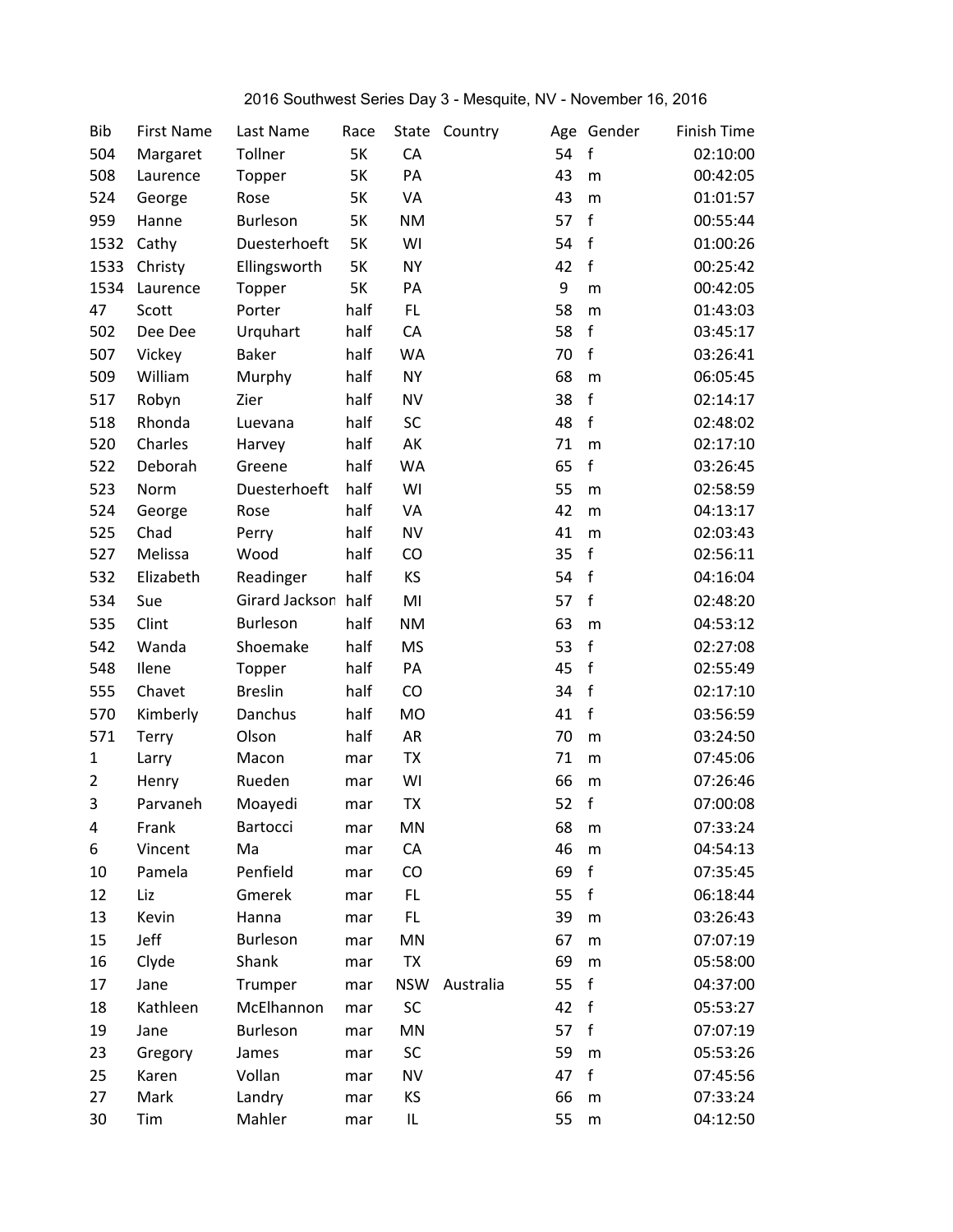# 2016 Southwest Series Day 3 - Mesquite, NV - November 16, 2016

| Bib | First Name | Last Name | Race | State | Country | Age | Gender | Finish Time |
|---|---|---|---|---|---|---|---|---|
| 504 | Margaret | Tollner | 5K | CA | | 54 | f | 02:10:00 |
| 508 | Laurence | Topper | 5K | PA | | 43 | m | 00:42:05 |
| 524 | George | Rose | 5K | VA | | 43 | m | 01:01:57 |
| 959 | Hanne | Burleson | 5K | NM | | 57 | f | 00:55:44 |
| 1532 | Cathy | Duesterhoeft | 5K | WI | | 54 | f | 01:00:26 |
| 1533 | Christy | Ellingsworth | 5K | NY | | 42 | f | 00:25:42 |
| 1534 | Laurence | Topper | 5K | PA | | 9 | m | 00:42:05 |
| 47 | Scott | Porter | half | FL | | 58 | m | 01:43:03 |
| 502 | Dee Dee | Urquhart | half | CA | | 58 | f | 03:45:17 |
| 507 | Vickey | Baker | half | WA | | 70 | f | 03:26:41 |
| 509 | William | Murphy | half | NY | | 68 | m | 06:05:45 |
| 517 | Robyn | Zier | half | NV | | 38 | f | 02:14:17 |
| 518 | Rhonda | Luevana | half | SC | | 48 | f | 02:48:02 |
| 520 | Charles | Harvey | half | AK | | 71 | m | 02:17:10 |
| 522 | Deborah | Greene | half | WA | | 65 | f | 03:26:45 |
| 523 | Norm | Duesterhoeft | half | WI | | 55 | m | 02:58:59 |
| 524 | George | Rose | half | VA | | 42 | m | 04:13:17 |
| 525 | Chad | Perry | half | NV | | 41 | m | 02:03:43 |
| 527 | Melissa | Wood | half | CO | | 35 | f | 02:56:11 |
| 532 | Elizabeth | Readinger | half | KS | | 54 | f | 04:16:04 |
| 534 | Sue | Girard Jackson | half | MI | | 57 | f | 02:48:20 |
| 535 | Clint | Burleson | half | NM | | 63 | m | 04:53:12 |
| 542 | Wanda | Shoemake | half | MS | | 53 | f | 02:27:08 |
| 548 | Ilene | Topper | half | PA | | 45 | f | 02:55:49 |
| 555 | Chavet | Breslin | half | CO | | 34 | f | 02:17:10 |
| 570 | Kimberly | Danchus | half | MO | | 41 | f | 03:56:59 |
| 571 | Terry | Olson | half | AR | | 70 | m | 03:24:50 |
| 1 | Larry | Macon | mar | TX | | 71 | m | 07:45:06 |
| 2 | Henry | Rueden | mar | WI | | 66 | m | 07:26:46 |
| 3 | Parvaneh | Moayedi | mar | TX | | 52 | f | 07:00:08 |
| 4 | Frank | Bartocci | mar | MN | | 68 | m | 07:33:24 |
| 6 | Vincent | Ma | mar | CA | | 46 | m | 04:54:13 |
| 10 | Pamela | Penfield | mar | CO | | 69 | f | 07:35:45 |
| 12 | Liz | Gmerek | mar | FL | | 55 | f | 06:18:44 |
| 13 | Kevin | Hanna | mar | FL | | 39 | m | 03:26:43 |
| 15 | Jeff | Burleson | mar | MN | | 67 | m | 07:07:19 |
| 16 | Clyde | Shank | mar | TX | | 69 | m | 05:58:00 |
| 17 | Jane | Trumper | mar | NSW | Australia | 55 | f | 04:37:00 |
| 18 | Kathleen | McElhannon | mar | SC | | 42 | f | 05:53:27 |
| 19 | Jane | Burleson | mar | MN | | 57 | f | 07:07:19 |
| 23 | Gregory | James | mar | SC | | 59 | m | 05:53:26 |
| 25 | Karen | Vollan | mar | NV | | 47 | f | 07:45:56 |
| 27 | Mark | Landry | mar | KS | | 66 | m | 07:33:24 |
| 30 | Tim | Mahler | mar | IL | | 55 | m | 04:12:50 |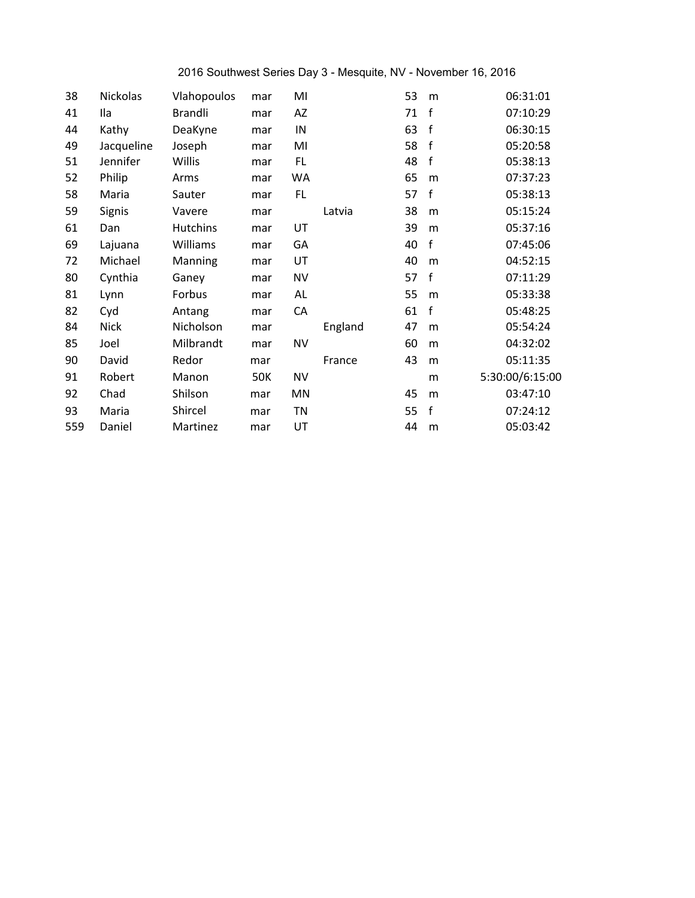2016 Southwest Series Day 3 - Mesquite, NV - November 16, 2016

| | | | | | | | | |
|---|---|---|---|---|---|---|---|---|
| 38 | Nickolas | Vlahopoulos | mar | MI | | 53 | m | 06:31:01 |
| 41 | Ila | Brandli | mar | AZ | | 71 | f | 07:10:29 |
| 44 | Kathy | DeaKyne | mar | IN | | 63 | f | 06:30:15 |
| 49 | Jacqueline | Joseph | mar | MI | | 58 | f | 05:20:58 |
| 51 | Jennifer | Willis | mar | FL | | 48 | f | 05:38:13 |
| 52 | Philip | Arms | mar | WA | | 65 | m | 07:37:23 |
| 58 | Maria | Sauter | mar | FL | | 57 | f | 05:38:13 |
| 59 | Signis | Vavere | mar | | Latvia | 38 | m | 05:15:24 |
| 61 | Dan | Hutchins | mar | UT | | 39 | m | 05:37:16 |
| 69 | Lajuana | Williams | mar | GA | | 40 | f | 07:45:06 |
| 72 | Michael | Manning | mar | UT | | 40 | m | 04:52:15 |
| 80 | Cynthia | Ganey | mar | NV | | 57 | f | 07:11:29 |
| 81 | Lynn | Forbus | mar | AL | | 55 | m | 05:33:38 |
| 82 | Cyd | Antang | mar | CA | | 61 | f | 05:48:25 |
| 84 | Nick | Nicholson | mar | | England | 47 | m | 05:54:24 |
| 85 | Joel | Milbrandt | mar | NV | | 60 | m | 04:32:02 |
| 90 | David | Redor | mar | | France | 43 | m | 05:11:35 |
| 91 | Robert | Manon | 50K | NV | | | m | 5:30:00/6:15:00 |
| 92 | Chad | Shilson | mar | MN | | 45 | m | 03:47:10 |
| 93 | Maria | Shircel | mar | TN | | 55 | f | 07:24:12 |
| 559 | Daniel | Martinez | mar | UT | | 44 | m | 05:03:42 |